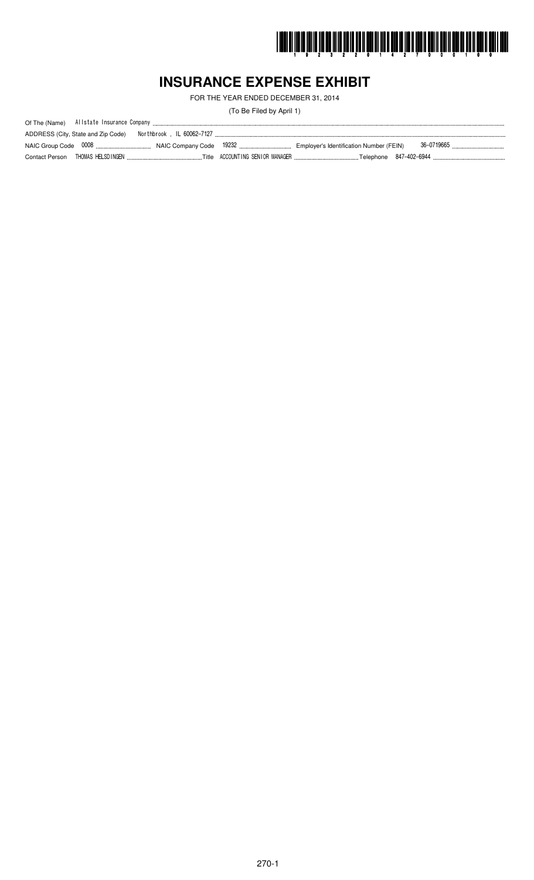# INSURANCE EXPENSE EXHIBIT

FOR THE YEAR ENDED DECEMBER 31, 2014

(To Be Filed by April 1)

Of The (Name) Allstate Insurance Company

ADDRESS (City, State and Zip Code) Northbrook , IL 60062-7127

NAIC Group Code 0008 NAIC Company Code 19232 Employer's Identification Number (FEIN) 36-0719665

Contact Person THOMAS HELSDINGEN Title ACCOUNTING SENIOR MANAGER Telephone 847-402-6944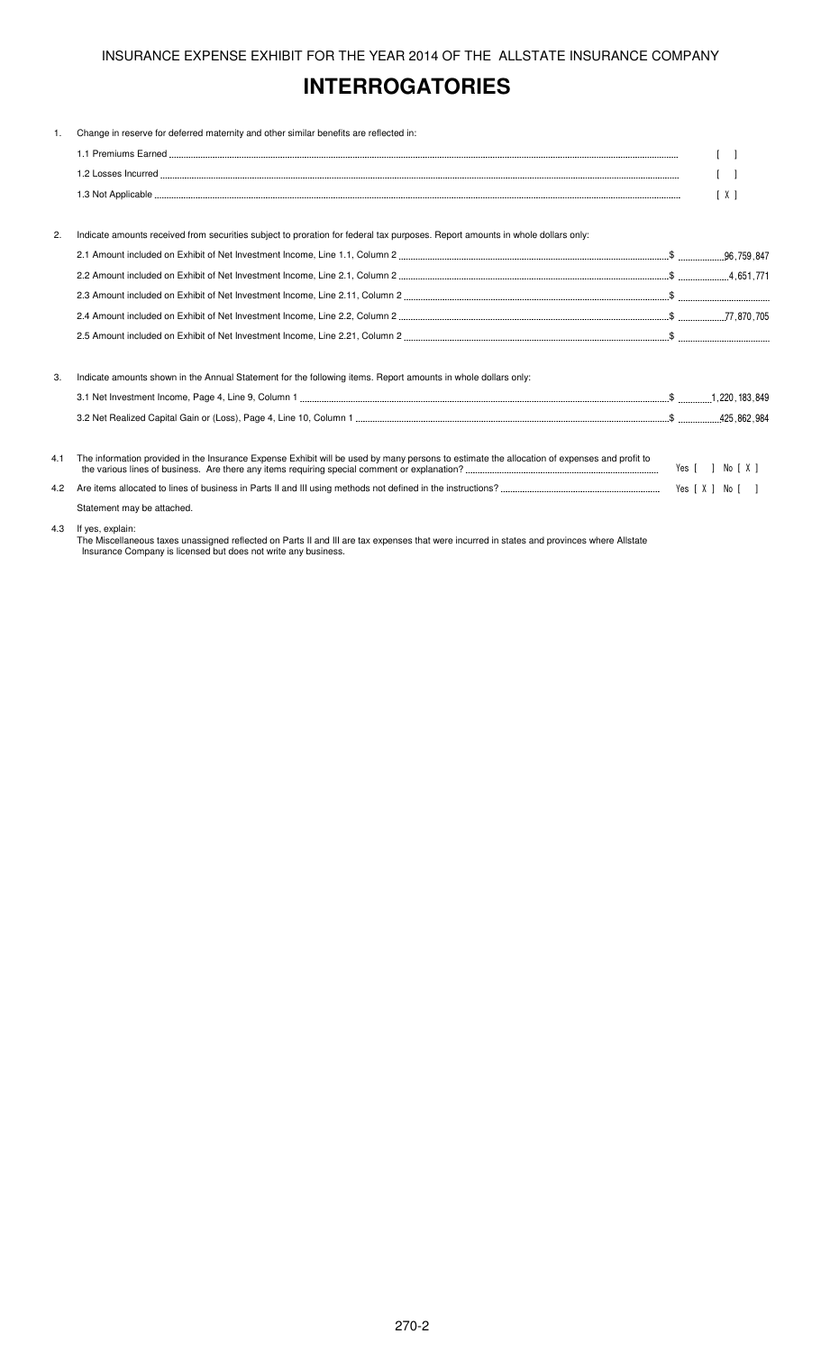# INTERROGATORIES

1. Change in reserve for deferred maternity and other similar benefits are reflected in:

   1.1 Premiums Earned [ ]

   1.2 Losses Incurred [ ]

   1.3 Not Applicable [ X ]

2. Indicate amounts received from securities subject to proration for federal tax purposes. Report amounts in whole dollars only:

   2.1 Amount included on Exhibit of Net Investment Income, Line 1.1, Column 2 $ 96,759,847

   2.2 Amount included on Exhibit of Net Investment Income, Line 2.1, Column 2 $ 4,651,771

   2.3 Amount included on Exhibit of Net Investment Income, Line 2.11, Column 2 $

   2.4 Amount included on Exhibit of Net Investment Income, Line 2.2, Column 2 $ 77,870,705

   2.5 Amount included on Exhibit of Net Investment Income, Line 2.21, Column 2 $

3. Indicate amounts shown in the Annual Statement for the following items. Report amounts in whole dollars only:

   3.1 Net Investment Income, Page 4, Line 9, Column 1 $ 1,220,183,849

   3.2 Net Realized Capital Gain or (Loss), Page 4, Line 10, Column 1 $ 425,862,984

4.1 The information provided in the Insurance Expense Exhibit will be used by many persons to estimate the allocation of expenses and profit to the various lines of business. Are there any items requiring special comment or explanation? Yes [ ] No [ X ]

4.2 Are items allocated to lines of business in Parts II and III using methods not defined in the instructions? Yes [ X ] No [ ]

Statement may be attached.

4.3 If yes, explain:
The Miscellaneous taxes unassigned reflected on Parts II and III are tax expenses that were incurred in states and provinces where Allstate Insurance Company is licensed but does not write any business.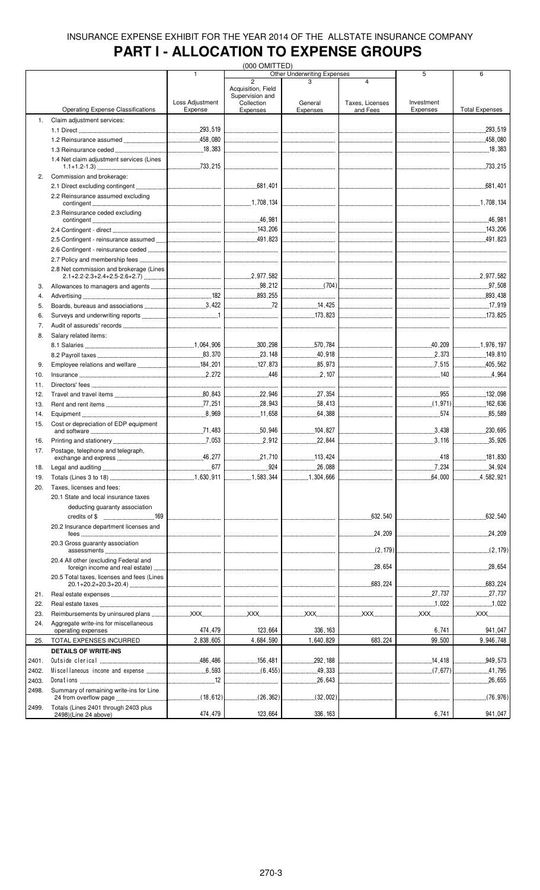INSURANCE EXPENSE EXHIBIT FOR THE YEAR 2014 OF THE ALLSTATE INSURANCE COMPANY

# PART I - ALLOCATION TO EXPENSE GROUPS

(000 OMITTED)

| | Operating Expense Classifications | 1<br>Loss Adjustment Expense | Other Underwriting Expenses<br>2<br>Acquisition, Field Supervision and Collection Expenses | 3<br>General Expenses | 4<br>Taxes, Licenses and Fees | 5<br>Investment Expenses | 6<br>Total Expenses |
|---|---|---|---|---|---|---|---|
| 1. | Claim adjustment services: | | | | | | |
| | 1.1 Direct | 293,519 | | | | | 293,519 |
| | 1.2 Reinsurance assumed | 458,080 | | | | | 458,080 |
| | 1.3 Reinsurance ceded | 18,383 | | | | | 18,383 |
| | 1.4 Net claim adjustment services (Lines 1.1+1.2-1.3) | 733,215 | | | | | 733,215 |
| 2. | Commission and brokerage: | | | | | | |
| | 2.1 Direct excluding contingent | | 681,401 | | | | 681,401 |
| | 2.2 Reinsurance assumed excluding contingent | | 1,708,134 | | | | 1,708,134 |
| | 2.3 Reinsurance ceded excluding contingent | | 46,981 | | | | 46,981 |
| | 2.4 Contingent - direct | | 143,206 | | | | 143,206 |
| | 2.5 Contingent - reinsurance assumed | | 491,823 | | | | 491,823 |
| | 2.6 Contingent - reinsurance ceded | | | | | | |
| | 2.7 Policy and membership fees | | | | | | |
| | 2.8 Net commission and brokerage (Lines 2.1+2.2-2.3+2.4+2.5-2.6+2.7) | | 2,977,582 | | | | 2,977,582 |
| 3. | Allowances to managers and agents | | 98,212 | (704) | | | 97,508 |
| 4. | Advertising | 182 | 893,255 | | | | 893,438 |
| 5. | Boards, bureaus and associations | 3,422 | 72 | 14,425 | | | 17,919 |
| 6. | Surveys and underwriting reports | 1 | | 173,823 | | | 173,825 |
| 7. | Audit of assureds' records | | | | | | |
| 8. | Salary related items: | | | | | | |
| | 8.1 Salaries | 1,064,906 | 300,298 | 570,784 | | 40,209 | 1,976,197 |
| | 8.2 Payroll taxes | 83,370 | 23,148 | 40,918 | | 2,373 | 149,810 |
| 9. | Employee relations and welfare | 184,201 | 127,873 | 85,973 | | 7,515 | 405,562 |
| 10. | Insurance | 2,272 | 446 | 2,107 | | 140 | 4,964 |
| 11. | Directors' fees | | | | | | |
| 12. | Travel and travel items | 80,843 | 22,946 | 27,354 | | 955 | 132,098 |
| 13. | Rent and rent items | 77,251 | 28,943 | 58,413 | | (1,971) | 162,636 |
| 14. | Equipment | 8,969 | 11,658 | 64,388 | | 574 | 85,589 |
| 15. | Cost or depreciation of EDP equipment and software | 71,483 | 50,946 | 104,827 | | 3,438 | 230,695 |
| 16. | Printing and stationery | 7,053 | 2,912 | 22,844 | | 3,116 | 35,926 |
| 17. | Postage, telephone and telegraph, exchange and express | 46,277 | 21,710 | 113,424 | | 418 | 181,830 |
| 18. | Legal and auditing | 677 | 924 | 26,088 | | 7,234 | 34,924 |
| 19. | Totals (Lines 3 to 18) | 1,630,911 | 1,583,344 | 1,304,666 | | 64,000 | 4,582,921 |
| 20. | Taxes, licenses and fees: | | | | | | |
| | 20.1 State and local insurance taxes deducting guaranty association credits of $ 169 | | | | 632,540 | | 632,540 |
| | 20.2 Insurance department licenses and fees | | | | 24,209 | | 24,209 |
| | 20.3 Gross guaranty association assessments | | | | (2,179) | | (2,179) |
| | 20.4 All other (excluding Federal and foreign income and real estate) | | | | 28,654 | | 28,654 |
| | 20.5 Total taxes, licenses and fees (Lines 20.1+20.2+20.3+20.4) | | | | 683,224 | | 683,224 |
| 21. | Real estate expenses | | | | | 27,737 | 27,737 |
| 22. | Real estate taxes | | | | | 1,022 | 1,022 |
| 23. | Reimbursements by uninsured plans | XXX | XXX | XXX | XXX | XXX | XXX |
| 24. | Aggregate write-ins for miscellaneous operating expenses | 474,479 | 123,664 | 336,163 | | 6,741 | 941,047 |
| 25. | TOTAL EXPENSES INCURRED | 2,838,605 | 4,684,590 | 1,640,829 | 683,224 | 99,500 | 9,946,748 |
| | **DETAILS OF WRITE-INS** | | | | | | |
| 2401. | Outside clerical | 486,486 | 156,481 | 292,188 | | 14,418 | 949,573 |
| 2402. | Miscellaneous income and expense | 6,593 | (6,455) | 49,333 | | (7,677) | 41,795 |
| 2403. | Donations | 12 | | 26,643 | | | 26,655 |
| 2498. | Summary of remaining write-ins for Line 24 from overflow page | (18,612) | (26,362) | (32,002) | | | (76,976) |
| 2499. | Totals (Lines 2401 through 2403 plus 2498)(Line 24 above) | 474,479 | 123,664 | 336,163 | | 6,741 | 941,047 |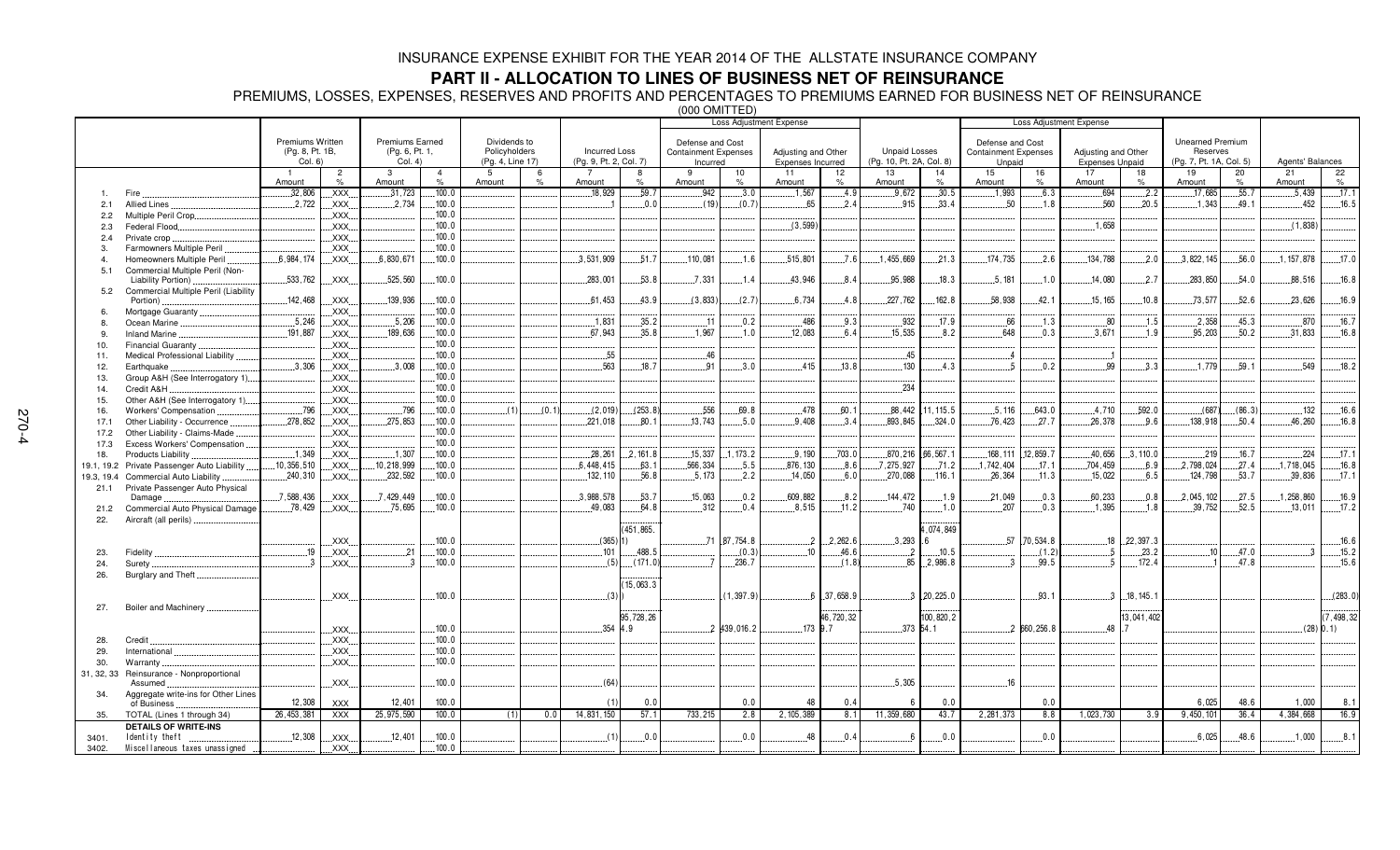# INSURANCE EXPENSE EXHIBIT FOR THE YEAR 2014 OF THE ALLSTATE INSURANCE COMPANY

## PART II - ALLOCATION TO LINES OF BUSINESS NET OF REINSURANCE

PREMIUMS, LOSSES, EXPENSES, RESERVES AND PROFITS AND PERCENTAGES TO PREMIUMS EARNED FOR BUSINESS NET OF REINSURANCE

(000 OMITTED)

| | | Premiums Written (Pg. 8, Pt. 1B, Col. 6) | | Premiums Earned (Pg. 6, Pt. 1, Col. 4) | | Dividends to Policyholders (Pg. 4, Line 17) | | Incurred Loss (Pg. 9, Pt. 2, Col. 7) | | Loss Adjustment Expense: Defense and Cost Containment Expenses Incurred | | Loss Adjustment Expense: Adjusting and Other Expenses Incurred | | Unpaid Losses (Pg. 10, Pt. 2A, Col. 8) | | Loss Adjustment Expense: Defense and Cost Containment Expenses Unpaid | | Loss Adjustment Expense: Adjusting and Other Expenses Unpaid | | Unearned Premium Reserves (Pg. 7, Pt. 1A, Col. 5) | | Agents' Balances | |
|---|---|---|---|---|---|---|---|---|---|---|---|---|---|---|---|---|---|---|---|---|---|---|---|
| | | 1 Amount | 2 % | 3 Amount | 4 % | 5 Amount | 6 % | 7 Amount | 8 % | 9 Amount | 10 % | 11 Amount | 12 % | 13 Amount | 14 % | 15 Amount | 16 % | 17 Amount | 18 % | 19 Amount | 20 % | 21 Amount | 22 % |
| 1. | Fire | 32,806 | XXX | 31,723 | 100.0 | | | 18,929 | 59.7 | 942 | 3.0 | 1,567 | 4.9 | 9,672 | 30.5 | 1,993 | 6.3 | 694 | 2.2 | 17,685 | 55.7 | 5,439 | 17.1 |
| 2.1 | Allied Lines | 2,722 | XXX | 2,734 | 100.0 | | | 1 | 0.0 | (19) | (0.7) | 65 | 2.4 | 915 | 33.4 | 50 | 1.8 | 560 | 20.5 | 1,343 | 49.1 | 452 | 16.5 |
| 2.2 | Multiple Peril Crop | | XXX | | 100.0 | | | | | | | | | | | | | | | | | | |
| 2.3 | Federal Flood | | XXX | | 100.0 | | | | | | | (3,599) | | | | | | 1,658 | | | | (1,838) | |
| 2.4 | Private crop | | XXX | | 100.0 | | | | | | | | | | | | | | | | | | |
| 3. | Farmowners Multiple Peril | | XXX | | 100.0 | | | | | | | | | | | | | | | | | | |
| 4. | Homeowners Multiple Peril | 6,984,174 | XXX | 6,830,671 | 100.0 | | | 3,531,909 | 51.7 | 110,081 | 1.6 | 515,801 | 7.6 | 1,455,669 | 21.3 | 174,735 | 2.6 | 134,788 | 2.0 | 3,822,145 | 56.0 | 1,157,878 | 17.0 |
| 5.1 | Commercial Multiple Peril (Non-Liability Portion) | 533,762 | XXX | 525,560 | 100.0 | | | 283,001 | 53.8 | 7,331 | 1.4 | 43,946 | 8.4 | 95,988 | 18.3 | 5,181 | 1.0 | 14,080 | 2.7 | 283,850 | 54.0 | 88,516 | 16.8 |
| 5.2 | Commercial Multiple Peril (Liability Portion) | 142,468 | XXX | 139,936 | 100.0 | | | 61,453 | 43.9 | (3,833) | (2.7) | 6,734 | 4.8 | 227,762 | 162.8 | 58,938 | 42.1 | 15,165 | 10.8 | 73,577 | 52.6 | 23,626 | 16.9 |
| 6. | Mortgage Guaranty | | XXX | | 100.0 | | | | | | | | | | | | | | | | | | |
| 8. | Ocean Marine | 5,246 | XXX | 5,206 | 100.0 | | | 1,831 | 35.2 | 11 | 0.2 | 486 | 9.3 | 932 | 17.9 | 66 | 1.3 | 80 | 1.5 | 2,358 | 45.3 | 870 | 16.7 |
| 9. | Inland Marine | 191,887 | XXX | 189,636 | 100.0 | | | 67,943 | 35.8 | 1,967 | 1.0 | 12,083 | 6.4 | 15,535 | 8.2 | 648 | 0.3 | 3,671 | 1.9 | 95,203 | 50.2 | 31,833 | 16.8 |
| 10. | Financial Guaranty | | XXX | | 100.0 | | | | | | | | | | | | | | | | | | |
| 11. | Medical Professional Liability | | XXX | | 100.0 | | | 55 | | 46 | | | | 45 | | 4 | | 1 | | | | | |
| 12. | Earthquake | 3,306 | XXX | 3,008 | 100.0 | | | 563 | 18.7 | 91 | 3.0 | 415 | 13.8 | 130 | 4.3 | 5 | 0.2 | 99 | 3.3 | 1,779 | 59.1 | 549 | 18.2 |
| 13. | Group A&H (See Interrogatory 1) | | XXX | | 100.0 | | | | | | | | | | | | | | | | | | |
| 14. | Credit A&H | | XXX | | 100.0 | | | | | | | | | 234 | | | | | | | | | |
| 15. | Other A&H (See Interrogatory 1) | | XXX | | 100.0 | | | | | | | | | | | | | | | | | | |
| 16. | Workers' Compensation | 796 | XXX | 796 | 100.0 | (1) | (0.1) | (2,019) | (253.8) | 556 | 69.8 | 478 | 60.1 | 88,442 | 11,115.5 | 5,116 | 643.0 | 4,710 | 592.0 | (687) | (86.3) | 132 | 16.6 |
| 17.1 | Other Liability - Occurrence | 278,852 | XXX | 275,853 | 100.0 | | | 221,018 | 80.1 | 13,743 | 5.0 | 9,408 | 3.4 | 893,845 | 324.0 | 76,423 | 27.7 | 26,378 | 9.6 | 138,918 | 50.4 | 46,260 | 16.8 |
| 17.2 | Other Liability - Claims-Made | | XXX | | 100.0 | | | | | | | | | | | | | | | | | | |
| 17.3 | Excess Workers' Compensation | | XXX | | 100.0 | | | | | | | | | | | | | | | | | | |
| 18. | Products Liability | 1,349 | XXX | 1,307 | 100.0 | | | 28,261 | 2,161.8 | 15,337 | 1,173.2 | 9,190 | 703.0 | 870,216 | 66,567.1 | 168,111 | 12,859.7 | 40,656 | 3,110.0 | 219 | 16.7 | 224 | 17.1 |
| 19.1, 19.2 | Private Passenger Auto Liability | 10,356,510 | XXX | 10,218,999 | 100.0 | | | 6,448,415 | 63.1 | 566,334 | 5.5 | 876,130 | 8.6 | 7,275,927 | 71.2 | 1,742,404 | 17.1 | 704,459 | 6.9 | 2,798,024 | 27.4 | 1,718,045 | 16.8 |
| 19.3, 19.4 | Commercial Auto Liability | 240,310 | XXX | 232,592 | 100.0 | | | 132,110 | 56.8 | 5,173 | 2.2 | 14,050 | 6.0 | 270,088 | 116.1 | 26,364 | 11.3 | 15,022 | 6.5 | 124,798 | 53.7 | 39,836 | 17.1 |
| 21.1 | Private Passenger Auto Physical Damage | 7,588,436 | XXX | 7,429,449 | 100.0 | | | 3,988,578 | 53.7 | 15,063 | 0.2 | 609,882 | 8.2 | 144,472 | 1.9 | 21,049 | 0.3 | 60,233 | 0.8 | 2,045,102 | 27.5 | 1,258,860 | 16.9 |
| 21.2 | Commercial Auto Physical Damage | 78,429 | XXX | 75,695 | 100.0 | | | 49,083 | 64.8 | 312 | 0.4 | 8,515 | 11.2 | 740 | 1.0 | 207 | 0.3 | 1,395 | 1.8 | 39,752 | 52.5 | 13,011 | 17.2 |
| 22. | Aircraft (all perils) | | XXX | | 100.0 | | | (365) | (451,865.1) | 71 | 87,754.8 | 2 | 2,262.6 | 3,293 | 4,074,849.6 | 57 | 70,534.8 | 18 | 22,397.3 | | | | 16.6 |
| 23. | Fidelity | 19 | XXX | 21 | 100.0 | | | 101 | 488.5 | | (0.3) | 10 | 46.6 | 2 | 10.5 | | (1.2) | 5 | 23.2 | 10 | 47.0 | 3 | 15.2 |
| 24. | Surety | 3 | XXX | 3 | 100.0 | | | (5) | (171.0) | 7 | 236.7 | | (1.8) | 85 | 2,986.8 | 3 | 99.5 | 5 | 172.4 | 1 | 47.8 | | 15.6 |
| 26. | Burglary and Theft | | XXX | | 100.0 | | | (3) | (15,063.3) | | (1,397.9) | 6 | 37,658.9 | 3 | 20,225.0 | | 93.1 | 3 | 18,145.1 | | | | (283.0) |
| 27. | Boiler and Machinery | | XXX | | 100.0 | | | 354 | 95,728,264.9 | 2 | 439,016.2 | 173 | 46,720,329.7 | 373 | 100,820,254.1 | 2 | 660,256.8 | 48 | 13,041,402.7 | | | (28) | (7,498,320.1) |
| 28. | Credit | | XXX | | 100.0 | | | | | | | | | | | | | | | | | | |
| 29. | International | | XXX | | 100.0 | | | | | | | | | | | | | | | | | | |
| 30. | Warranty | | XXX | | 100.0 | | | | | | | | | | | | | | | | | | |
| 31, 32, 33 | Reinsurance - Nonproportional Assumed | | XXX | | 100.0 | | | (64) | | | | | | 5,305 | | 16 | | | | | | | |
| 34. | Aggregate write-ins for Other Lines of Business | 12,308 | XXX | 12,401 | 100.0 | | | (1) | 0.0 | | 0.0 | 48 | 0.4 | 6 | 0.0 | | 0.0 | | | 6,025 | 48.6 | 1,000 | 8.1 |
| 35. | TOTAL (Lines 1 through 34) | 26,453,381 | XXX | 25,975,590 | 100.0 | (1) | 0.0 | 14,831,150 | 57.1 | 733,215 | 2.8 | 2,105,389 | 8.1 | 11,359,680 | 43.7 | 2,281,373 | 8.8 | 1,023,730 | 3.9 | 9,450,101 | 36.4 | 4,384,668 | 16.9 |
| | DETAILS OF WRITE-INS | | | | | | | | | | | | | | | | | | | | | | |
| 3401. | Identity theft | 12,308 | XXX | 12,401 | 100.0 | | | (1) | 0.0 | | 0.0 | 48 | 0.4 | 6 | 0.0 | | 0.0 | | | 6,025 | 48.6 | 1,000 | 8.1 |
| 3402. | Miscellaneous taxes unassigned | | XXX | | 100.0 | | | | | | | | | | | | | | | | | | |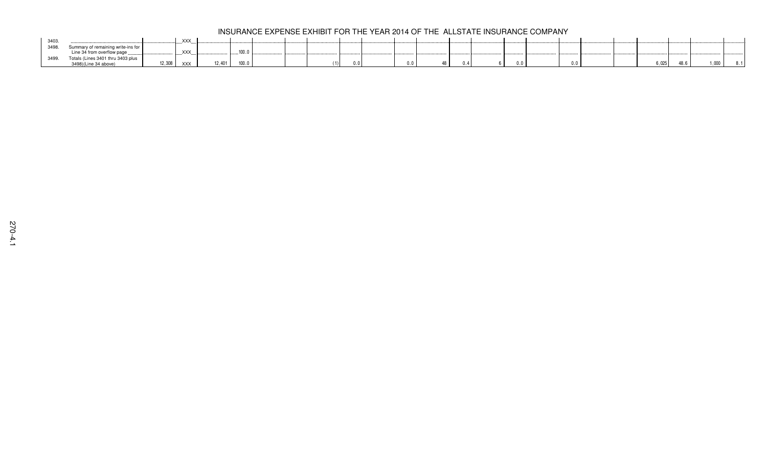# INSURANCE EXPENSE EXHIBIT FOR THE YEAR 2014 OF THE ALLSTATE INSURANCE COMPANY

| | | | | | | | | | | | | | | | | | | | | | | |
|---|---|---|---|---|---|---|---|---|---|---|---|---|---|---|---|---|---|---|---|---|---|---|
| 3403. | | | XXX | | | | | | | | | | | | | | | | | | | |
| 3498. | Summary of remaining write-ins for Line 34 from overflow page | | XXX | | 100.0 | | | | | | | | | | | | | | | | | |
| 3499. | Totals (Lines 3401 thru 3403 plus 3498)(Line 34 above) | 12,308 | XXX | 12,401 | 100.0 | | | (1) | 0.0 | | 0.0 | 48 | 0.4 | 6 | 0.0 | | 0.0 | | | 6,025 | 48.6 | 1,000 | 8.1 |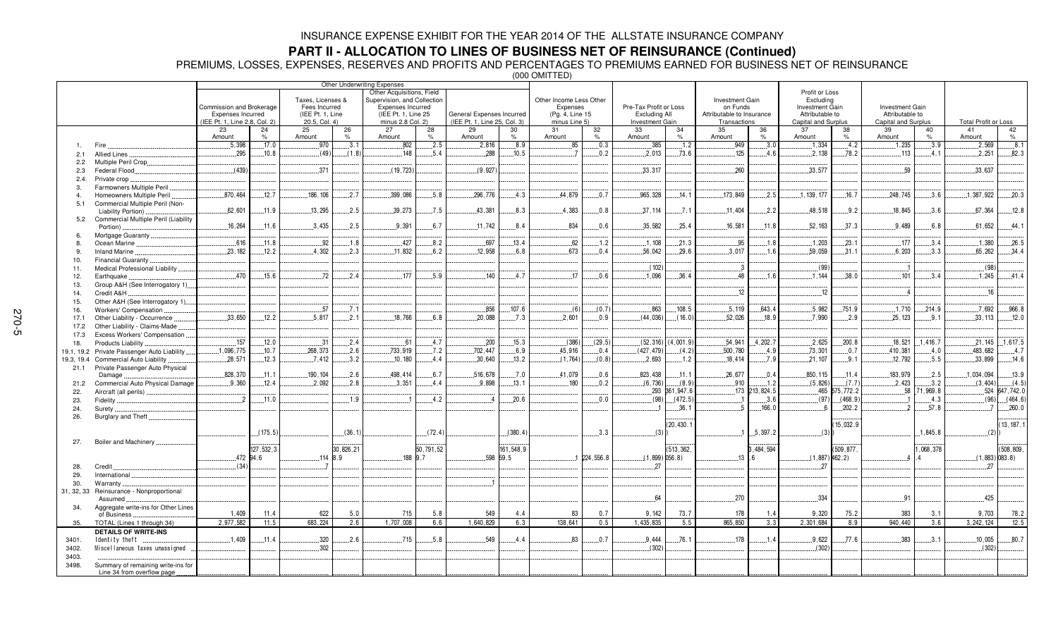# INSURANCE EXPENSE EXHIBIT FOR THE YEAR 2014 OF THE ALLSTATE INSURANCE COMPANY

## PART II - ALLOCATION TO LINES OF BUSINESS NET OF REINSURANCE (Continued)

PREMIUMS, LOSSES, EXPENSES, RESERVES AND PROFITS AND PERCENTAGES TO PREMIUMS EARNED FOR BUSINESS NET OF REINSURANCE

(000 OMITTED)

| | | Other Underwriting Expenses | | | | | | | | | | | | | | | | | | | |
|---|---|---|---|---|---|---|---|---|---|---|---|---|---|---|---|---|---|---|---|---|---|
| | | Commission and Brokerage Expenses Incurred (IEE Pt. 1, Line 2.8, Col. 2) | | Taxes, Licenses & Fees Incurred (IEE Pt. 1, Line 20.5, Col. 4) | | Other Acquisitions, Field Supervision, and Collection Expenses Incurred (IEE Pt. 1, Line 25 minus 2.8 Col. 2) | | General Expenses Incurred (IEE Pt. 1, Line 25, Col. 3) | | Other Income Less Other Expenses (Pg. 4, Line 15 minus Line 5) | | Pre-Tax Profit or Loss Excluding All Investment Gain | | Investment Gain on Funds Attributable to Insurance Transactions | | Profit or Loss Excluding Investment Gain Attributable to Capital and Surplus | | Investment Gain Attributable to Capital and Surplus | | Total Profit or Loss | |
| | | 23 Amount | 24 % | 25 Amount | 26 % | 27 Amount | 28 % | 29 Amount | 30 % | 31 Amount | 32 % | 33 Amount | 34 % | 35 Amount | 36 % | 37 Amount | 38 % | 39 Amount | 40 % | 41 Amount | 42 % |
| 1. | Fire | 5,398 | 17.0 | 970 | 3.1 | 802 | 2.5 | 2,816 | 8.9 | 85 | 0.3 | 385 | 1.2 | 949 | 3.0 | 1,334 | 4.2 | 1,235 | 3.9 | 2,569 | 8.1 |
| 2.1 | Allied Lines | 295 | 10.8 | (49) | (1.8) | 148 | 5.4 | 288 | 10.5 | 7 | 0.2 | 2,013 | 73.6 | 125 | 4.6 | 2,138 | 78.2 | 113 | 4.1 | 2,251 | 82.3 |
| 2.2 | Multiple Peril Crop | | | | | | | | | | | | | | | | | | | | |
| 2.3 | Federal Flood | (439) | | 371 | | (19,723) | | (9,927) | | | | 33,317 | | 260 | | 33,577 | | 59 | | 33,637 | |
| 2.4. | Private crop | | | | | | | | | | | | | | | | | | | | |
| 3. | Farmowners Multiple Peril | | | | | | | | | | | | | | | | | | | | |
| 4. | Homeowners Multiple Peril | 870,464 | 12.7 | 186,106 | 2.7 | 399,086 | 5.8 | 296,776 | 4.3 | 44,879 | 0.7 | 965,328 | 14.1 | 173,849 | 2.5 | 1,139,177 | 16.7 | 248,745 | 3.6 | 1,387,922 | 20.3 |
| 5.1 | Commercial Multiple Peril (Non-Liability Portion) | 62,601 | 11.9 | 13,295 | 2.5 | 39,273 | 7.5 | 43,381 | 8.3 | 4,383 | 0.8 | 37,114 | 7.1 | 11,404 | 2.2 | 48,518 | 9.2 | 18,845 | 3.6 | 67,364 | 12.8 |
| 5.2 | Commercial Multiple Peril (Liability Portion) | 16,264 | 11.6 | 3,435 | 2.5 | 9,391 | 6.7 | 11,742 | 8.4 | 834 | 0.6 | 35,582 | 25.4 | 16,581 | 11.8 | 52,163 | 37.3 | 9,489 | 6.8 | 61,652 | 44.1 |
| 6. | Mortgage Guaranty | | | | | | | | | | | | | | | | | | | | |
| 8. | Ocean Marine | 616 | 11.8 | 92 | 1.8 | 427 | 8.2 | 697 | 13.4 | 62 | 1.2 | 1,108 | 21.3 | 95 | 1.8 | 1,203 | 23.1 | 177 | 3.4 | 1,380 | 26.5 |
| 9. | Inland Marine | 23,182 | 12.2 | 4,302 | 2.3 | 11,832 | 6.2 | 12,958 | 6.8 | 673 | 0.4 | 56,042 | 29.6 | 3,017 | 1.6 | 59,059 | 31.1 | 6,203 | 3.3 | 65,262 | 34.4 |
| 10. | Financial Guaranty | | | | | | | | | | | | | | | | | | | | |
| 11. | Medical Professional Liability | | | | | | | | | | | (102) | | 3 | | (99) | | 1 | | (98) | |
| 12. | Earthquake | 470 | 15.6 | 72 | 2.4 | 177 | 5.9 | 140 | 4.7 | 17 | 0.6 | 1,096 | 36.4 | 48 | 1.6 | 1,144 | 38.0 | 101 | 3.4 | 1,245 | 41.4 |
| 13. | Group A&H (See Interrogatory 1) | | | | | | | | | | | | | | | | | | | | |
| 14. | Credit A&H | | | | | | | | | | | | | 12 | | 12 | | 4 | | 16 | |
| 15. | Other A&H (See Interrogatory 1) | | | | | | | | | | | | | | | | | | | | |
| 16. | Workers' Compensation | | | 57 | 7.1 | | | 856 | 107.6 | (6) | (0.7) | 863 | 108.5 | 5,119 | 643.4 | 5,982 | 751.9 | 1,710 | 214.9 | 7,692 | 966.8 |
| 17.1 | Other Liability - Occurrence | 33,650 | 12.2 | 5,817 | 2.1 | 18,766 | 6.8 | 20,088 | 7.3 | 2,601 | 0.9 | (44,036) | (16.0) | 52,026 | 18.9 | 7,990 | 2.9 | 25,123 | 9.1 | 33,113 | 12.0 |
| 17.2 | Other Liability - Claims-Made | | | | | | | | | | | | | | | | | | | | |
| 17.3 | Excess Workers' Compensation | | | | | | | | | | | | | | | | | | | | |
| 18. | Products Liability | 157 | 12.0 | 31 | 2.4 | 61 | 4.7 | 200 | 15.3 | (386) | (29.5) | (52,316) | (4,001.9) | 54,941 | 4,202.7 | 2,625 | 200.8 | 18,521 | 1,416.7 | 21,145 | 1,617.5 |
| 19.1, 19.2 | Private Passenger Auto Liability | 1,096,775 | 10.7 | 268,373 | 2.6 | 733,919 | 7.2 | 702,447 | 6.9 | 45,916 | 0.4 | (427,479) | (4.2) | 500,780 | 4.9 | 73,301 | 0.7 | 410,381 | 4.0 | 483,682 | 4.7 |
| 19.3, 19.4 | Commercial Auto Liability | 28,571 | 12.3 | 7,412 | 3.2 | 10,180 | 4.4 | 30,640 | 13.2 | (1,764) | (0.8) | 2,693 | 1.2 | 18,414 | 7.9 | 21,107 | 9.1 | 12,792 | 5.5 | 33,899 | 14.6 |
| 21.1 | Private Passenger Auto Physical Damage | 828,370 | 11.1 | 190,104 | 2.6 | 498,414 | 6.7 | 516,678 | 7.0 | 41,079 | 0.6 | 823,438 | 11.1 | 26,677 | 0.4 | 850,115 | 11.4 | 183,979 | 2.5 | 1,034,094 | 13.9 |
| 21.2 | Commercial Auto Physical Damage | 9,360 | 12.4 | 2,092 | 2.8 | 3,351 | 4.4 | 9,898 | 13.1 | 180 | 0.2 | (6,736) | (8.9) | 910 | 1.2 | (5,826) | (7.7) | 2,423 | 3.2 | (3,404) | (4.5) |
| 22. | Aircraft (all perils) | | | | | | | | | | | 293 | 361,947.6 | 173 | 213,824.5 | 465 | 575,772.2 | 58 | 71,969.8 | 524 | 647,742.0 |
| 23. | Fidelity | 2 | 11.0 | | 1.9 | 1 | 4.2 | 4 | 20.6 | | 0.0 | (98) | (472.5) | 1 | 3.6 | (97) | (468.9) | 1 | 4.3 | (96) | (464.6) |
| 24. | Surety | | | | | | | | | | | 1 | 36.1 | 5 | 166.0 | 6 | 202.2 | 2 | 57.8 | 7 | 260.0 |
| 26. | Burglary and Theft | | (175.5) | | (36.1) | | (72.4) | | (380.4) | | 3.3 | (3) | (20,430.1) | 1 | 5,397.2 | (3) | (15,032.9) | | 1,845.8 | (2) | (13,187.1) |
| 27. | Boiler and Machinery | 472 | 127,532.3 94.6 | 114 | 30,826.21 8.9 | 188 | 50,791.52 9.7 | 598 | 161,548.9 59.5 | 1 | 224,556.8 | (1,899) | (513,362.056.8) | 13 | 3,484,594.6 | (1,887) | (509,877.462.2) | 4 | 1,068,378.4 | (1,883) | (508,809.083.8) |
| 28. | Credit | (34) | | 7 | | | | | | | | 27 | | | | 27 | | | | 27 | |
| 29. | International | | | | | | | | | | | | | | | | | | | | |
| 30. | Warranty | | | | | | | 1 | | | | | | | | | | | | | |
| 31, 32, 33 | Reinsurance - Nonproportional Assumed | | | | | | | | | | | 64 | | 270 | | 334 | | 91 | | 425 | |
| 34. | Aggregate write-ins for Other Lines of Business | 1,409 | 11.4 | 622 | 5.0 | 715 | 5.8 | 549 | 4.4 | 83 | 0.7 | 9,142 | 73.7 | 178 | 1.4 | 9,320 | 75.2 | 383 | 3.1 | 9,703 | 78.2 |
| 35. | TOTAL (Lines 1 through 34) | 2,977,582 | 11.5 | 683,224 | 2.6 | 1,707,008 | 6.6 | 1,640,829 | 6.3 | 138,641 | 0.5 | 1,435,835 | 5.5 | 865,850 | 3.3 | 2,301,684 | 8.9 | 940,440 | 3.6 | 3,242,124 | 12.5 |
| | DETAILS OF WRITE-INS | | | | | | | | | | | | | | | | | | | | |
| 3401. | Identity theft | 1,409 | 11.4 | 320 | 2.6 | 715 | 5.8 | 549 | 4.4 | 83 | 0.7 | 9,444 | 76.1 | 178 | 1.4 | 9,622 | 77.6 | 383 | 3.1 | 10,005 | 80.7 |
| 3402. | Miscellaneous taxes unassigned | | | 302 | | | | | | | | (302) | | | | (302) | | | | (302) | |
| 3403. | | | | | | | | | | | | | | | | | | | | | |
| 3498. | Summary of remaining write-ins for Line 34 from overflow page | | | | | | | | | | | | | | | | | | | | |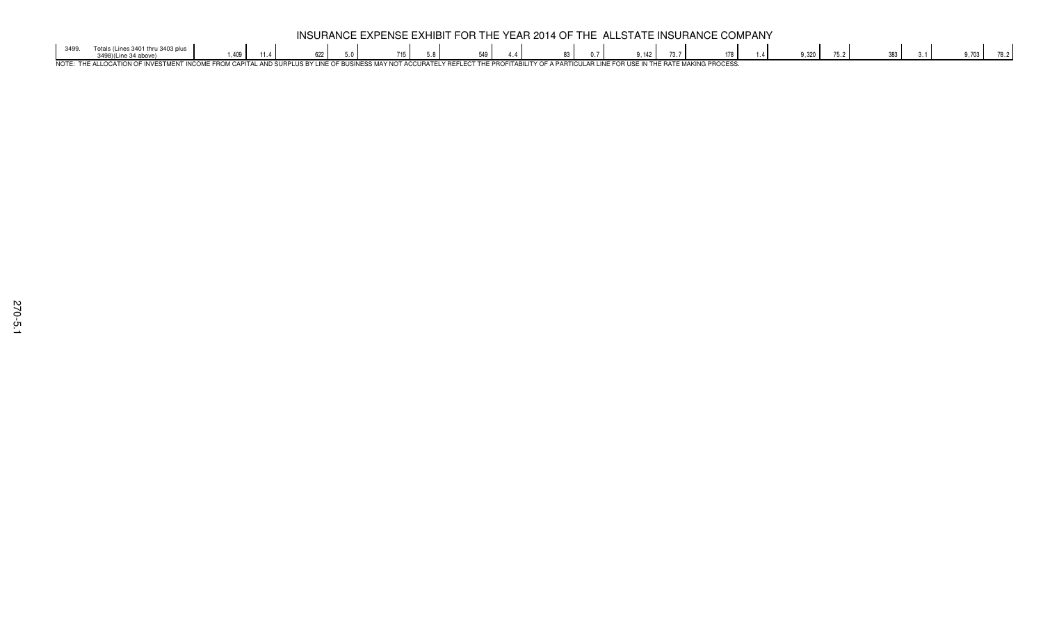# INSURANCE EXPENSE EXHIBIT FOR THE YEAR 2014 OF THE ALLSTATE INSURANCE COMPANY

| | | | | | | | | | | | | | | | | | | | | |
|---|---|---|---|---|---|---|---|---|---|---|---|---|---|---|---|---|---|---|---|---|
| 3499. | Totals (Lines 3401 thru 3403 plus 3498)(Line 34 above) | 1,409 | 11.4 | 622 | 5.0 | 715 | 5.8 | 549 | 4.4 | 83 | 0.7 | 9,142 | 73.7 | 178 | 1.4 | 9,320 | 75.2 | 383 | 3.1 | 9,703 | 78.2 |

NOTE: THE ALLOCATION OF INVESTMENT INCOME FROM CAPITAL AND SURPLUS BY LINE OF BUSINESS MAY NOT ACCURATELY REFLECT THE PROFITABILITY OF A PARTICULAR LINE FOR USE IN THE RATE MAKING PROCESS.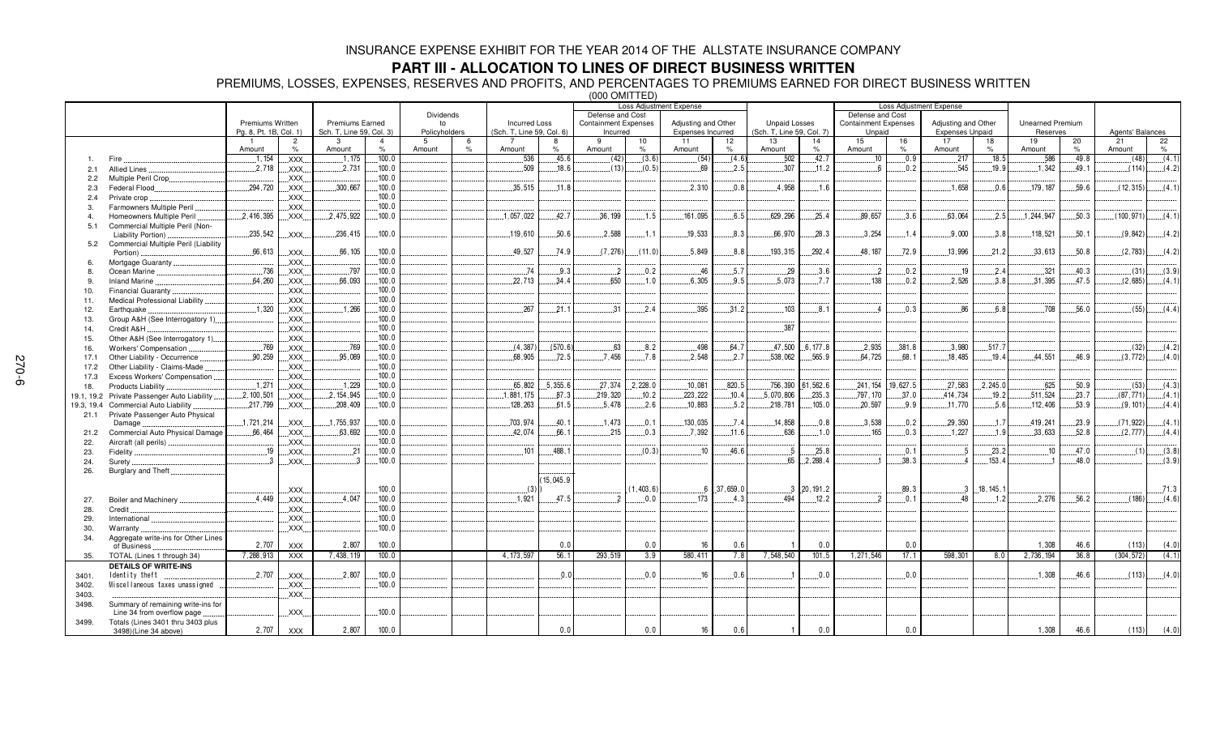# INSURANCE EXPENSE EXHIBIT FOR THE YEAR 2014 OF THE ALLSTATE INSURANCE COMPANY

## PART III - ALLOCATION TO LINES OF DIRECT BUSINESS WRITTEN

PREMIUMS, LOSSES, EXPENSES, RESERVES AND PROFITS, AND PERCENTAGES TO PREMIUMS EARNED FOR DIRECT BUSINESS WRITTEN

(000 OMITTED)

| | | Premiums Written Pg. 8, Pt. 1B, Col. 1) | | Premiums Earned Sch. T, Line 59, Col. 3) | | Dividends to Policyholders | | Incurred Loss (Sch. T, Line 59, Col. 6) | | Loss Adjustment Expense: Defense and Cost Containment Expenses Incurred | | Loss Adjustment Expense: Adjusting and Other Expenses Incurred | | Unpaid Losses (Sch. T, Line 59, Col. 7) | | Loss Adjustment Expense: Defense and Cost Containment Expenses Unpaid | | Loss Adjustment Expense: Adjusting and Other Expenses Unpaid | | Unearned Premium Reserves | | Agents' Balances | |
|---|---|---|---|---|---|---|---|---|---|---|---|---|---|---|---|---|---|---|---|---|---|---|---|
| | | 1 Amount | 2 % | 3 Amount | 4 % | 5 Amount | 6 % | 7 Amount | 8 % | 9 Amount | 10 % | 11 Amount | 12 % | 13 Amount | 14 % | 15 Amount | 16 % | 17 Amount | 18 % | 19 Amount | 20 % | 21 Amount | 22 % |
| 1. | Fire | 1,154 | XXX | 1,175 | 100.0 | | | 536 | 45.6 | (42) | (3.6) | (54) | (4.6) | 502 | 42.7 | 10 | 0.9 | 217 | 18.5 | 586 | 49.8 | (48) | (4.1) |
| 2.1 | Allied Lines | 2,718 | XXX | 2,731 | 100.0 | | | 509 | 18.6 | (13) | (0.5) | 69 | 2.5 | 307 | 11.2 | 6 | 0.2 | 545 | 19.9 | 1,342 | 49.1 | (114) | (4.2) |
| 2.2 | Multiple Peril Crop | | XXX | | 100.0 | | | | | | | | | | | | | | | | | | |
| 2.3 | Federal Flood | 294,720 | XXX | 300,667 | 100.0 | | | 35,515 | 11.8 | | | 2,310 | 0.8 | 4,958 | 1.6 | | | 1,658 | 0.6 | 179,187 | 59.6 | (12,315) | (4.1) |
| 2.4 | Private crop | | XXX | | 100.0 | | | | | | | | | | | | | | | | | | |
| 3. | Farmowners Multiple Peril | | XXX | | 100.0 | | | | | | | | | | | | | | | | | | |
| 4. | Homeowners Multiple Peril | 2,416,395 | XXX | 2,475,922 | 100.0 | | | 1,057,022 | 42.7 | 36,199 | 1.5 | 161,095 | 6.5 | 629,296 | 25.4 | 89,657 | 3.6 | 63,064 | 2.5 | 1,244,947 | 50.3 | (100,971) | (4.1) |
| 5.1 | Commercial Multiple Peril (Non-Liability Portion) | 235,542 | XXX | 236,415 | 100.0 | | | 119,610 | 50.6 | 2,588 | 1.1 | 19,533 | 8.3 | 66,970 | 28.3 | 3,254 | 1.4 | 9,000 | 3.8 | 118,521 | 50.1 | (9,842) | (4.2) |
| 5.2 | Commercial Multiple Peril (Liability Portion) | 66,613 | XXX | 66,105 | 100.0 | | | 49,527 | 74.9 | (7,276) | (11.0) | 5,849 | 8.8 | 193,315 | 292.4 | 48,187 | 72.9 | 13,996 | 21.2 | 33,613 | 50.8 | (2,783) | (4.2) |
| 6. | Mortgage Guaranty | | XXX | | 100.0 | | | | | | | | | | | | | | | | | | |
| 8. | Ocean Marine | 736 | XXX | 797 | 100.0 | | | 74 | 9.3 | 2 | 0.2 | 46 | 5.7 | 29 | 3.6 | 2 | 0.2 | 19 | 2.4 | 321 | 40.3 | (31) | (3.9) |
| 9. | Inland Marine | 64,260 | XXX | 66,093 | 100.0 | | | 22,713 | 34.4 | 650 | 1.0 | 6,305 | 9.5 | 5,073 | 7.7 | 138 | 0.2 | 2,526 | 3.8 | 31,395 | 47.5 | (2,685) | (4.1) |
| 10. | Financial Guaranty | | XXX | | 100.0 | | | | | | | | | | | | | | | | | | |
| 11. | Medical Professional Liability | | XXX | | 100.0 | | | | | | | | | | | | | | | | | | |
| 12. | Earthquake | 1,320 | XXX | 1,266 | 100.0 | | | 267 | 21.1 | 31 | 2.4 | 395 | 31.2 | 103 | 8.1 | 4 | 0.3 | 86 | 6.8 | 708 | 56.0 | (55) | (4.4) |
| 13. | Group A&H (See Interrogatory 1) | | XXX | | 100.0 | | | | | | | | | | | | | | | | | | |
| 14. | Credit A&H | | XXX | | 100.0 | | | | | | | | | 387 | | | | | | | | | |
| 15. | Other A&H (See Interrogatory 1) | | XXX | | 100.0 | | | | | | | | | | | | | | | | | | |
| 16. | Workers' Compensation | 769 | XXX | 769 | 100.0 | | | (4,387) | (570.6) | 63 | 8.2 | 498 | 64.7 | 47,500 | 6,177.8 | 2,935 | 381.8 | 3,980 | 517.7 | | | (32) | (4.2) |
| 17.1 | Other Liability - Occurrence | 90,259 | XXX | 95,089 | 100.0 | | | 68,905 | 72.5 | 7,456 | 7.8 | 2,548 | 2.7 | 538,062 | 565.9 | 64,725 | 68.1 | 18,485 | 19.4 | 44,551 | 46.9 | (3,772) | (4.0) |
| 17.2 | Other Liability - Claims-Made | | XXX | | 100.0 | | | | | | | | | | | | | | | | | | |
| 17.3 | Excess Workers' Compensation | | XXX | | 100.0 | | | | | | | | | | | | | | | | | | |
| 18. | Products Liability | 1,271 | XXX | 1,229 | 100.0 | | | 65,802 | 5,355.6 | 27,374 | 2,228.0 | 10,081 | 820.5 | 756,390 | 61,562.6 | 241,154 | 19,627.5 | 27,583 | 2,245.0 | 625 | 50.9 | (53) | (4.3) |
| 19.1, 19.2 | Private Passenger Auto Liability | 2,100,501 | XXX | 2,154,945 | 100.0 | | | 1,881,175 | 87.3 | 219,320 | 10.2 | 223,222 | 10.4 | 5,070,806 | 235.3 | 797,170 | 37.0 | 414,734 | 19.2 | 511,524 | 23.7 | (87,771) | (4.1) |
| 19.3, 19.4 | Commercial Auto Liability | 217,799 | XXX | 208,409 | 100.0 | | | 128,263 | 61.5 | 5,478 | 2.6 | 10,883 | 5.2 | 218,781 | 105.0 | 20,597 | 9.9 | 11,770 | 5.6 | 112,406 | 53.9 | (9,101) | (4.4) |
| 21.1 | Private Passenger Auto Physical Damage | 1,721,214 | XXX | 1,755,937 | 100.0 | | | 703,974 | 40.1 | 1,473 | 0.1 | 130,035 | 7.4 | 14,858 | 0.8 | 3,538 | 0.2 | 29,350 | 1.7 | 419,241 | 23.9 | (71,922) | (4.1) |
| 21.2 | Commercial Auto Physical Damage | 66,464 | XXX | 63,692 | 100.0 | | | 42,074 | 66.1 | 215 | 0.3 | 7,392 | 11.6 | 636 | 1.0 | 165 | 0.3 | 1,227 | 1.9 | 33,633 | 52.8 | (2,777) | (4.4) |
| 22. | Aircraft (all perils) | | XXX | | 100.0 | | | | | | | | | | | | | | | | | | |
| 23. | Fidelity | 19 | XXX | 21 | 100.0 | | | 101 | 488.1 | | (0.3) | 10 | 46.6 | 5 | 25.8 | | 0.1 | 5 | 23.2 | 10 | 47.0 | (1) | (3.8) |
| 24. | Surety | 3 | XXX | 3 | 100.0 | | | | | | | | | 65 | 2,288.4 | 1 | 38.3 | 4 | 153.4 | 1 | 48.0 | | (3.9) |
| 26. | Burglary and Theft | | XXX | | 100.0 | | | (3) | (15,045.9) | | (1,403.6) | 6 | 37,659.0 | 3 | 20,191.2 | | 89.3 | 3 | 18,145.1 | | | | 71.3 |
| 27. | Boiler and Machinery | 4,449 | XXX | 4,047 | 100.0 | | | 1,921 | 47.5 | 2 | 0.0 | 173 | 4.3 | 494 | 12.2 | 2 | 0.1 | 48 | 1.2 | 2,276 | 56.2 | (186) | (4.6) |
| 28. | Credit | | XXX | | 100.0 | | | | | | | | | | | | | | | | | | |
| 29. | International | | XXX | | 100.0 | | | | | | | | | | | | | | | | | | |
| 30. | Warranty | | XXX | | 100.0 | | | | | | | | | | | | | | | | | | |
| 34. | Aggregate write-ins for Other Lines of Business | 2,707 | XXX | 2,807 | 100.0 | | | | 0.0 | | 0.0 | 16 | 0.6 | 1 | 0.0 | | 0.0 | | | 1,308 | 46.6 | (113) | (4.0) |
| 35. | TOTAL (Lines 1 through 34) | 7,288,913 | XXX | 7,438,119 | 100.0 | | | 4,173,597 | 56.1 | 293,519 | 3.9 | 580,411 | 7.8 | 7,548,540 | 101.5 | 1,271,546 | 17.1 | 598,301 | 8.0 | 2,736,194 | 36.8 | (304,572) | (4.1) |
| | **DETAILS OF WRITE-INS** | | | | | | | | | | | | | | | | | | | | | | |
| 3401. | Identity theft | 2,707 | XXX | 2,807 | 100.0 | | | | 0.0 | | 0.0 | 16 | 0.6 | 1 | 0.0 | | 0.0 | | | 1,308 | 46.6 | (113) | (4.0) |
| 3402. | Miscellaneous taxes unassigned | | XXX | | 100.0 | | | | | | | | | | | | | | | | | | |
| 3403. | | | XXX | | | | | | | | | | | | | | | | | | | | |
| 3498. | Summary of remaining write-ins for Line 34 from overflow page | | XXX | | 100.0 | | | | | | | | | | | | | | | | | | |
| 3499. | Totals (Lines 3401 thru 3403 plus 3498)(Line 34 above) | 2,707 | XXX | 2,807 | 100.0 | | | | 0.0 | | 0.0 | 16 | 0.6 | 1 | 0.0 | | 0.0 | | | 1,308 | 46.6 | (113) | (4.0) |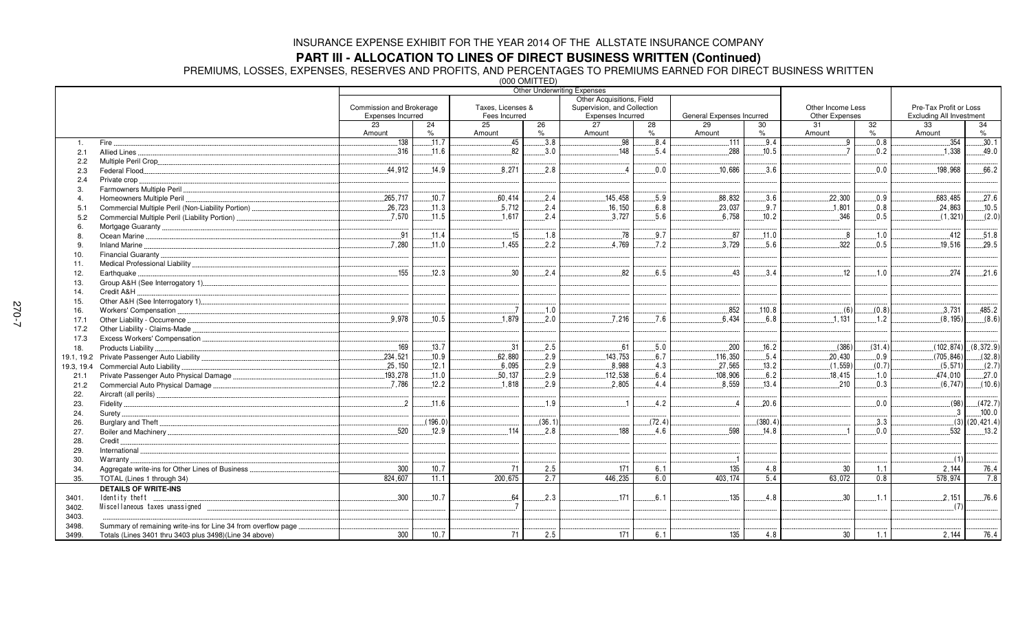# INSURANCE EXPENSE EXHIBIT FOR THE YEAR 2014 OF THE ALLSTATE INSURANCE COMPANY

## PART III - ALLOCATION TO LINES OF DIRECT BUSINESS WRITTEN (Continued)

PREMIUMS, LOSSES, EXPENSES, RESERVES AND PROFITS, AND PERCENTAGES TO PREMIUMS EARNED FOR DIRECT BUSINESS WRITTEN

(000 OMITTED)

| | | Other Underwriting Expenses | | | | | | | | | | | |
|---|---|---|---|---|---|---|---|---|---|---|---|---|---|
| | | Commission and Brokerage Expenses Incurred | | Taxes, Licenses & Fees Incurred | | Other Acquisitions, Field Supervision, and Collection Expenses Incurred | | General Expenses Incurred | | Other Income Less Other Expenses | | Pre-Tax Profit or Loss Excluding All Investment | |
| | | 23 Amount | 24 % | 25 Amount | 26 % | 27 Amount | 28 % | 29 Amount | 30 % | 31 Amount | 32 % | 33 Amount | 34 % |
| 1. | Fire | 138 | 11.7 | 45 | 3.8 | 98 | 8.4 | 111 | 9.4 | 9 | 0.8 | 354 | 30.1 |
| 2.1 | Allied Lines | 316 | 11.6 | 82 | 3.0 | 148 | 5.4 | 288 | 10.5 | 7 | 0.2 | 1,338 | 49.0 |
| 2.2 | Multiple Peril Crop | | | | | | | | | | | | |
| 2.3 | Federal Flood | 44,912 | 14.9 | 8,271 | 2.8 | 4 | 0.0 | 10,686 | 3.6 | | 0.0 | 198,968 | 66.2 |
| 2.4 | Private crop | | | | | | | | | | | | |
| 3. | Farmowners Multiple Peril | | | | | | | | | | | | |
| 4. | Homeowners Multiple Peril | 265,717 | 10.7 | 60,414 | 2.4 | 145,458 | 5.9 | 88,832 | 3.6 | 22,300 | 0.9 | 683,485 | 27.6 |
| 5.1 | Commercial Multiple Peril (Non-Liability Portion) | 26,723 | 11.3 | 5,712 | 2.4 | 16,150 | 6.8 | 23,037 | 9.7 | 1,801 | 0.8 | 24,863 | 10.5 |
| 5.2 | Commercial Multiple Peril (Liability Portion) | 7,570 | 11.5 | 1,617 | 2.4 | 3,727 | 5.6 | 6,758 | 10.2 | 346 | 0.5 | (1,321) | (2.0) |
| 6. | Mortgage Guaranty | | | | | | | | | | | | |
| 8. | Ocean Marine | 91 | 11.4 | 15 | 1.8 | 78 | 9.7 | 87 | 11.0 | 8 | 1.0 | 412 | 51.8 |
| 9. | Inland Marine | 7,280 | 11.0 | 1,455 | 2.2 | 4,769 | 7.2 | 3,729 | 5.6 | 322 | 0.5 | 19,516 | 29.5 |
| 10. | Financial Guaranty | | | | | | | | | | | | |
| 11. | Medical Professional Liability | | | | | | | | | | | | |
| 12. | Earthquake | 155 | 12.3 | 30 | 2.4 | 82 | 6.5 | 43 | 3.4 | 12 | 1.0 | 274 | 21.6 |
| 13. | Group A&H (See Interrogatory 1) | | | | | | | | | | | | |
| 14. | Credit A&H | | | | | | | | | | | | |
| 15. | Other A&H (See Interrogatory 1) | | | | | | | | | | | | |
| 16. | Workers' Compensation | | | 7 | 1.0 | | | 852 | 110.8 | (6) | (0.8) | 3,731 | 485.2 |
| 17.1 | Other Liability - Occurrence | 9,978 | 10.5 | 1,879 | 2.0 | 7,216 | 7.6 | 6,434 | 6.8 | 1,131 | 1.2 | (8,195) | (8.6) |
| 17.2 | Other Liability - Claims-Made | | | | | | | | | | | | |
| 17.3 | Excess Workers' Compensation | | | | | | | | | | | | |
| 18. | Products Liability | 169 | 13.7 | 31 | 2.5 | 61 | 5.0 | 200 | 16.2 | (386) | (31.4) | (102,874) | (8,372.9) |
| 19.1, 19.2 | Private Passenger Auto Liability | 234,521 | 10.9 | 62,880 | 2.9 | 143,753 | 6.7 | 116,350 | 5.4 | 20,430 | 0.9 | (705,846) | (32.8) |
| 19.3, 19.4 | Commercial Auto Liability | 25,150 | 12.1 | 6,095 | 2.9 | 8,988 | 4.3 | 27,565 | 13.2 | (1,559) | (0.7) | (5,571) | (2.7) |
| 21.1 | Private Passenger Auto Physical Damage | 193,278 | 11.0 | 50,137 | 2.9 | 112,538 | 6.4 | 108,906 | 6.2 | 18,415 | 1.0 | 474,010 | 27.0 |
| 21.2 | Commercial Auto Physical Damage | 7,786 | 12.2 | 1,818 | 2.9 | 2,805 | 4.4 | 8,559 | 13.4 | 210 | 0.3 | (6,747) | (10.6) |
| 22. | Aircraft (all perils) | | | | | | | | | | | | |
| 23. | Fidelity | 2 | 11.6 | | 1.9 | 1 | 4.2 | 4 | 20.6 | | 0.0 | (98) | (472.7) |
| 24. | Surety | | | | | | | | | | | 3 | 100.0 |
| 26. | Burglary and Theft | | (196.0) | | (36.1) | | (72.4) | | (380.4) | | 3.3 | (3) | (20,421.4) |
| 27. | Boiler and Machinery | 520 | 12.9 | 114 | 2.8 | 188 | 4.6 | 598 | 14.8 | 1 | 0.0 | 532 | 13.2 |
| 28. | Credit | | | | | | | | | | | | |
| 29. | International | | | | | | | | | | | | |
| 30. | Warranty | | | | | | | 1 | | | | (1) | |
| 34. | Aggregate write-ins for Other Lines of Business | 300 | 10.7 | 71 | 2.5 | 171 | 6.1 | 135 | 4.8 | 30 | 1.1 | 2,144 | 76.4 |
| 35. | TOTAL (Lines 1 through 34) | 824,607 | 11.1 | 200,675 | 2.7 | 446,235 | 6.0 | 403,174 | 5.4 | 63,072 | 0.8 | 578,974 | 7.8 |
| | **DETAILS OF WRITE-INS** | | | | | | | | | | | | |
| 3401. | Identity theft | 300 | 10.7 | 64 | 2.3 | 171 | 6.1 | 135 | 4.8 | 30 | 1.1 | 2,151 | 76.6 |
| 3402. | Miscellaneous taxes unassigned | | | 7 | | | | | | | | (7) | |
| 3403. | | | | | | | | | | | | | |
| 3498. | Summary of remaining write-ins for Line 34 from overflow page | | | | | | | | | | | | |
| 3499. | Totals (Lines 3401 thru 3403 plus 3498)(Line 34 above) | 300 | 10.7 | 71 | 2.5 | 171 | 6.1 | 135 | 4.8 | 30 | 1.1 | 2,144 | 76.4 |